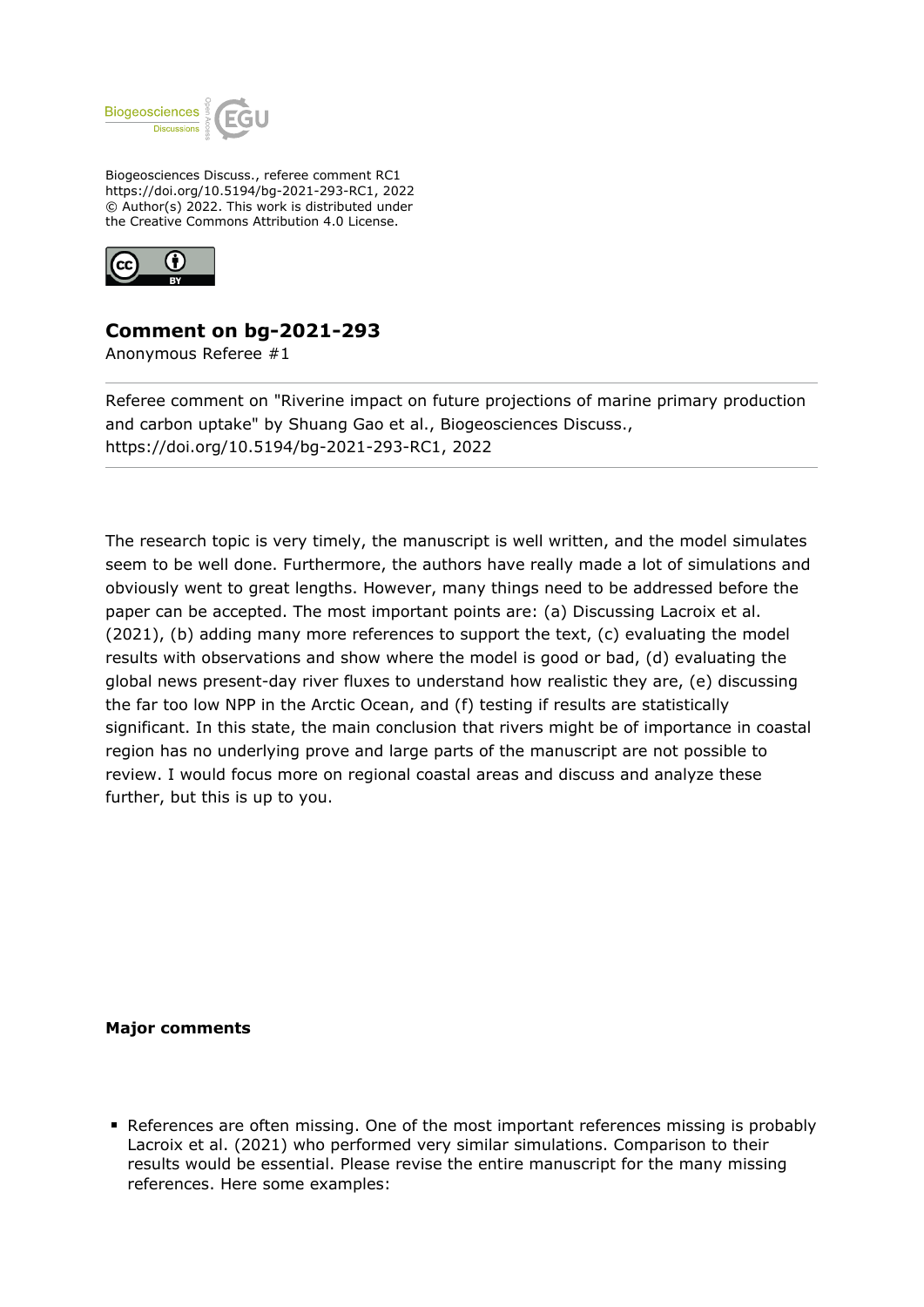Biogeosciences Discuss., referee comment RC1
https://doi.org/10.5194/bg-2021-293-RC1, 2022
© Author(s) 2022. This work is distributed under
the Creative Commons Attribution 4.0 License.

# Comment on bg-2021-293

Anonymous Referee #1

---

Referee comment on "Riverine impact on future projections of marine primary production and carbon uptake" by Shuang Gao et al., Biogeosciences Discuss., https://doi.org/10.5194/bg-2021-293-RC1, 2022

---

The research topic is very timely, the manuscript is well written, and the model simulates seem to be well done. Furthermore, the authors have really made a lot of simulations and obviously went to great lengths. However, many things need to be addressed before the paper can be accepted. The most important points are: (a) Discussing Lacroix et al. (2021), (b) adding many more references to support the text, (c) evaluating the model results with observations and show where the model is good or bad, (d) evaluating the global news present-day river fluxes to understand how realistic they are, (e) discussing the far too low NPP in the Arctic Ocean, and (f) testing if results are statistically significant. In this state, the main conclusion that rivers might be of importance in coastal region has no underlying prove and large parts of the manuscript are not possible to review. I would focus more on regional coastal areas and discuss and analyze these further, but this is up to you.

**Major comments**

- References are often missing. One of the most important references missing is probably Lacroix et al. (2021) who performed very similar simulations. Comparison to their results would be essential. Please revise the entire manuscript for the many missing references. Here some examples: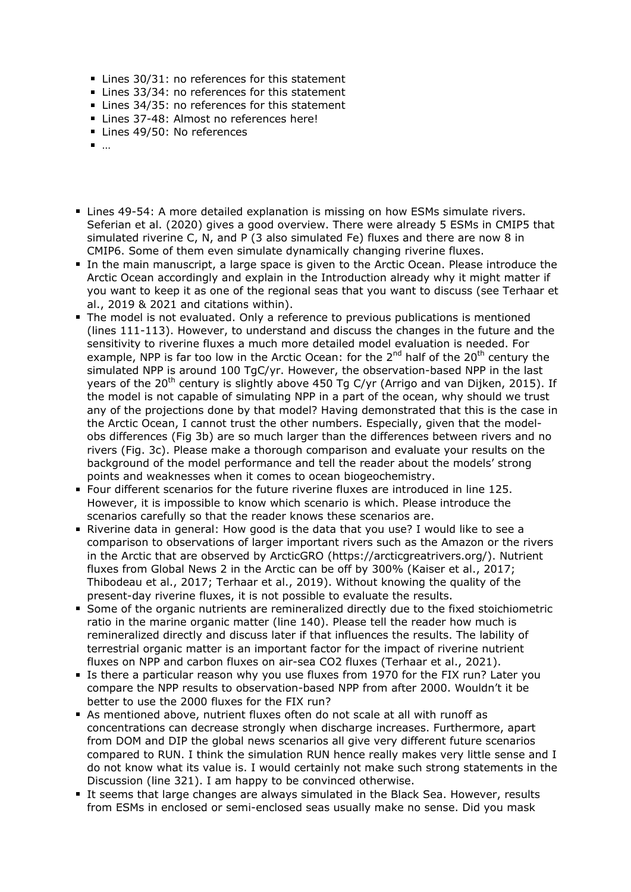- Lines 30/31: no references for this statement
- Lines 33/34: no references for this statement
- Lines 34/35: no references for this statement
- Lines 37-48: Almost no references here!
- Lines 49/50: No references
- …

- Lines 49-54: A more detailed explanation is missing on how ESMs simulate rivers. Seferian et al. (2020) gives a good overview. There were already 5 ESMs in CMIP5 that simulated riverine C, N, and P (3 also simulated Fe) fluxes and there are now 8 in CMIP6. Some of them even simulate dynamically changing riverine fluxes.
- In the main manuscript, a large space is given to the Arctic Ocean. Please introduce the Arctic Ocean accordingly and explain in the Introduction already why it might matter if you want to keep it as one of the regional seas that you want to discuss (see Terhaar et al., 2019 & 2021 and citations within).
- The model is not evaluated. Only a reference to previous publications is mentioned (lines 111-113). However, to understand and discuss the changes in the future and the sensitivity to riverine fluxes a much more detailed model evaluation is needed. For example, NPP is far too low in the Arctic Ocean: for the 2nd half of the 20th century the simulated NPP is around 100 TgC/yr. However, the observation-based NPP in the last years of the 20th century is slightly above 450 Tg C/yr (Arrigo and van Dijken, 2015). If the model is not capable of simulating NPP in a part of the ocean, why should we trust any of the projections done by that model? Having demonstrated that this is the case in the Arctic Ocean, I cannot trust the other numbers. Especially, given that the model-obs differences (Fig 3b) are so much larger than the differences between rivers and no rivers (Fig. 3c). Please make a thorough comparison and evaluate your results on the background of the model performance and tell the reader about the models' strong points and weaknesses when it comes to ocean biogeochemistry.
- Four different scenarios for the future riverine fluxes are introduced in line 125. However, it is impossible to know which scenario is which. Please introduce the scenarios carefully so that the reader knows these scenarios are.
- Riverine data in general: How good is the data that you use? I would like to see a comparison to observations of larger important rivers such as the Amazon or the rivers in the Arctic that are observed by ArcticGRO (https://arcticgreatrivers.org/). Nutrient fluxes from Global News 2 in the Arctic can be off by 300% (Kaiser et al., 2017; Thibodeau et al., 2017; Terhaar et al., 2019). Without knowing the quality of the present-day riverine fluxes, it is not possible to evaluate the results.
- Some of the organic nutrients are remineralized directly due to the fixed stoichiometric ratio in the marine organic matter (line 140). Please tell the reader how much is remineralized directly and discuss later if that influences the results. The lability of terrestrial organic matter is an important factor for the impact of riverine nutrient fluxes on NPP and carbon fluxes on air-sea CO2 fluxes (Terhaar et al., 2021).
- Is there a particular reason why you use fluxes from 1970 for the FIX run? Later you compare the NPP results to observation-based NPP from after 2000. Wouldn't it be better to use the 2000 fluxes for the FIX run?
- As mentioned above, nutrient fluxes often do not scale at all with runoff as concentrations can decrease strongly when discharge increases. Furthermore, apart from DOM and DIP the global news scenarios all give very different future scenarios compared to RUN. I think the simulation RUN hence really makes very little sense and I do not know what its value is. I would certainly not make such strong statements in the Discussion (line 321). I am happy to be convinced otherwise.
- It seems that large changes are always simulated in the Black Sea. However, results from ESMs in enclosed or semi-enclosed seas usually make no sense. Did you mask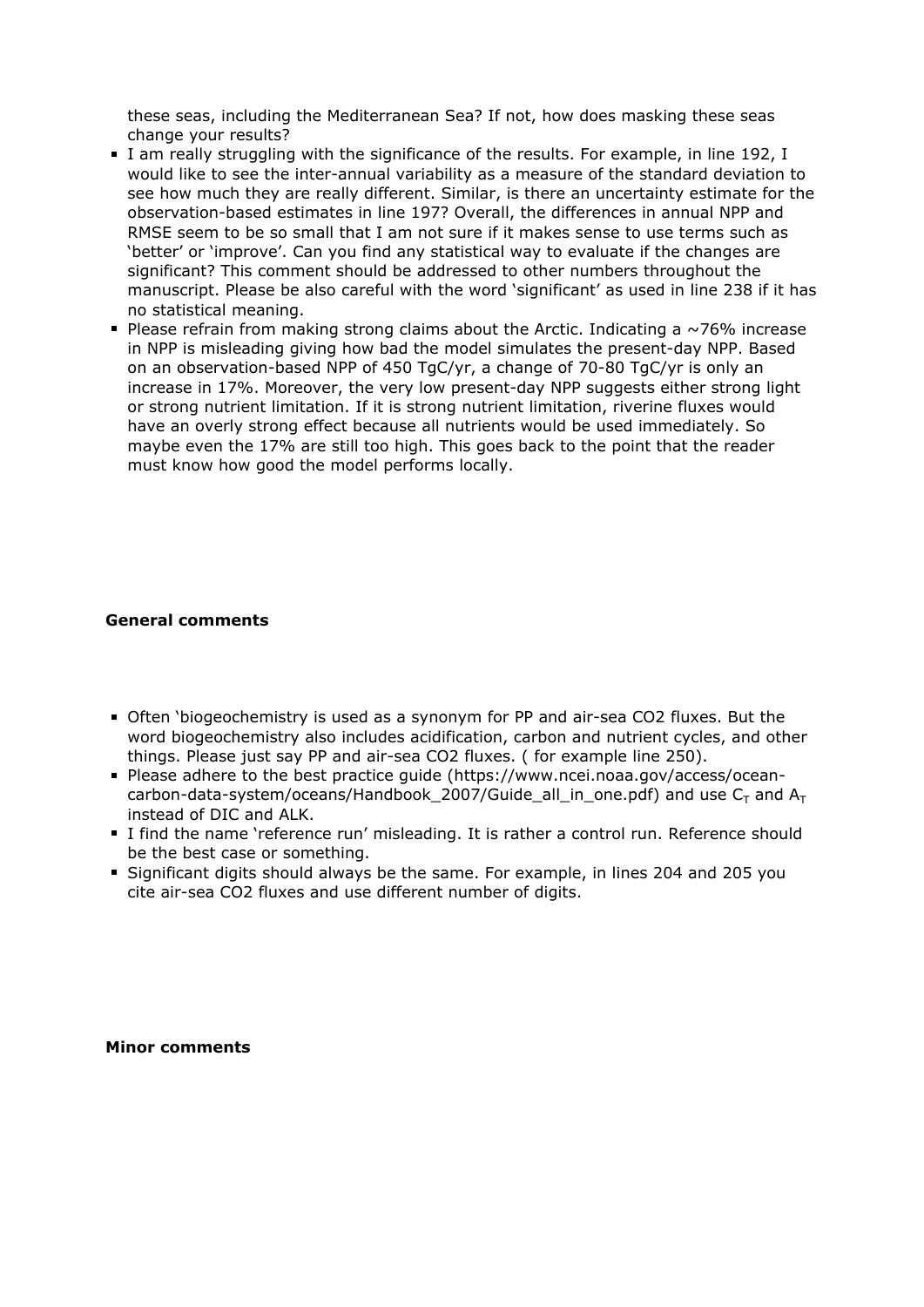these seas, including the Mediterranean Sea? If not, how does masking these seas change your results?

- I am really struggling with the significance of the results. For example, in line 192, I would like to see the inter-annual variability as a measure of the standard deviation to see how much they are really different. Similar, is there an uncertainty estimate for the observation-based estimates in line 197? Overall, the differences in annual NPP and RMSE seem to be so small that I am not sure if it makes sense to use terms such as 'better' or 'improve'. Can you find any statistical way to evaluate if the changes are significant? This comment should be addressed to other numbers throughout the manuscript. Please be also careful with the word 'significant' as used in line 238 if it has no statistical meaning.
- Please refrain from making strong claims about the Arctic. Indicating a ~76% increase in NPP is misleading giving how bad the model simulates the present-day NPP. Based on an observation-based NPP of 450 TgC/yr, a change of 70-80 TgC/yr is only an increase in 17%. Moreover, the very low present-day NPP suggests either strong light or strong nutrient limitation. If it is strong nutrient limitation, riverine fluxes would have an overly strong effect because all nutrients would be used immediately. So maybe even the 17% are still too high. This goes back to the point that the reader must know how good the model performs locally.

**General comments**

- Often 'biogeochemistry is used as a synonym for PP and air-sea CO2 fluxes. But the word biogeochemistry also includes acidification, carbon and nutrient cycles, and other things. Please just say PP and air-sea CO2 fluxes. ( for example line 250).
- Please adhere to the best practice guide (https://www.ncei.noaa.gov/access/ocean-carbon-data-system/oceans/Handbook_2007/Guide_all_in_one.pdf) and use $C_T$ and $A_T$ instead of DIC and ALK.
- I find the name 'reference run' misleading. It is rather a control run. Reference should be the best case or something.
- Significant digits should always be the same. For example, in lines 204 and 205 you cite air-sea CO2 fluxes and use different number of digits.

**Minor comments**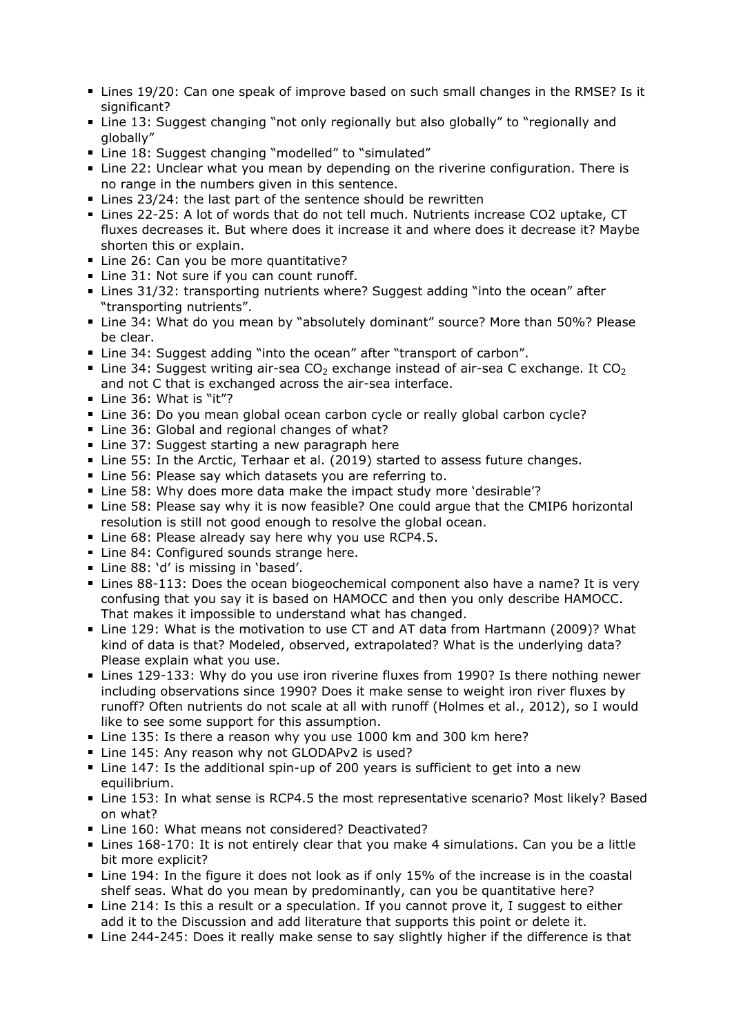- Lines 19/20: Can one speak of improve based on such small changes in the RMSE? Is it significant?
- Line 13: Suggest changing "not only regionally but also globally" to "regionally and globally"
- Line 18: Suggest changing "modelled" to "simulated"
- Line 22: Unclear what you mean by depending on the riverine configuration. There is no range in the numbers given in this sentence.
- Lines 23/24: the last part of the sentence should be rewritten
- Lines 22-25: A lot of words that do not tell much. Nutrients increase CO2 uptake, CT fluxes decreases it. But where does it increase it and where does it decrease it? Maybe shorten this or explain.
- Line 26: Can you be more quantitative?
- Line 31: Not sure if you can count runoff.
- Lines 31/32: transporting nutrients where? Suggest adding "into the ocean" after "transporting nutrients".
- Line 34: What do you mean by "absolutely dominant" source? More than 50%? Please be clear.
- Line 34: Suggest adding "into the ocean" after "transport of carbon".
- Line 34: Suggest writing air-sea $CO_2$ exchange instead of air-sea C exchange. It $CO_2$ and not C that is exchanged across the air-sea interface.
- Line 36: What is "it"?
- Line 36: Do you mean global ocean carbon cycle or really global carbon cycle?
- Line 36: Global and regional changes of what?
- Line 37: Suggest starting a new paragraph here
- Line 55: In the Arctic, Terhaar et al. (2019) started to assess future changes.
- Line 56: Please say which datasets you are referring to.
- Line 58: Why does more data make the impact study more 'desirable'?
- Line 58: Please say why it is now feasible? One could argue that the CMIP6 horizontal resolution is still not good enough to resolve the global ocean.
- Line 68: Please already say here why you use RCP4.5.
- Line 84: Configured sounds strange here.
- Line 88: 'd' is missing in 'based'.
- Lines 88-113: Does the ocean biogeochemical component also have a name? It is very confusing that you say it is based on HAMOCC and then you only describe HAMOCC. That makes it impossible to understand what has changed.
- Line 129: What is the motivation to use CT and AT data from Hartmann (2009)? What kind of data is that? Modeled, observed, extrapolated? What is the underlying data? Please explain what you use.
- Lines 129-133: Why do you use iron riverine fluxes from 1990? Is there nothing newer including observations since 1990? Does it make sense to weight iron river fluxes by runoff? Often nutrients do not scale at all with runoff (Holmes et al., 2012), so I would like to see some support for this assumption.
- Line 135: Is there a reason why you use 1000 km and 300 km here?
- Line 145: Any reason why not GLODAPv2 is used?
- Line 147: Is the additional spin-up of 200 years is sufficient to get into a new equilibrium.
- Line 153: In what sense is RCP4.5 the most representative scenario? Most likely? Based on what?
- Line 160: What means not considered? Deactivated?
- Lines 168-170: It is not entirely clear that you make 4 simulations. Can you be a little bit more explicit?
- Line 194: In the figure it does not look as if only 15% of the increase is in the coastal shelf seas. What do you mean by predominantly, can you be quantitative here?
- Line 214: Is this a result or a speculation. If you cannot prove it, I suggest to either add it to the Discussion and add literature that supports this point or delete it.
- Line 244-245: Does it really make sense to say slightly higher if the difference is that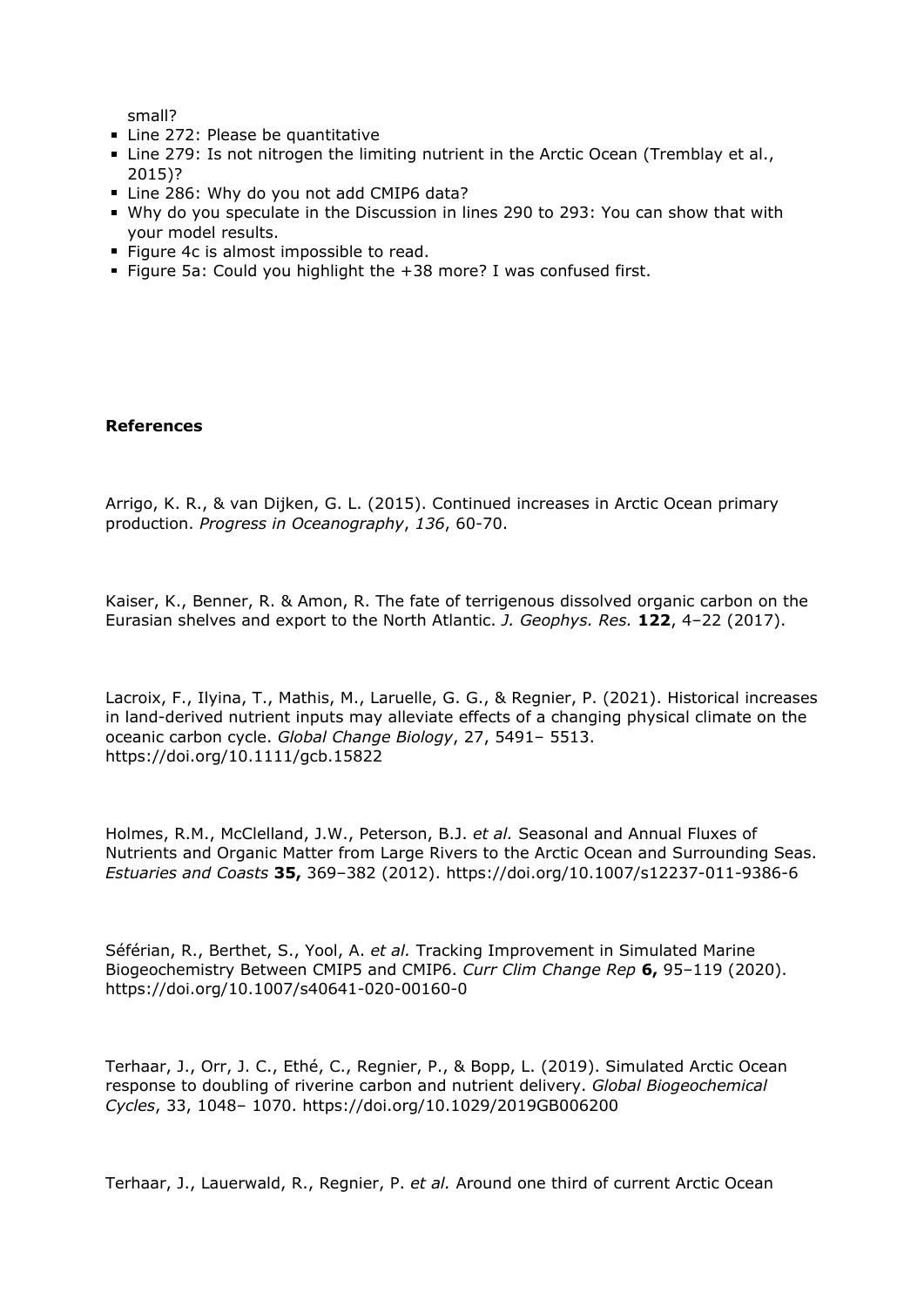small?

- Line 272: Please be quantitative
- Line 279: Is not nitrogen the limiting nutrient in the Arctic Ocean (Tremblay et al., 2015)?
- Line 286: Why do you not add CMIP6 data?
- Why do you speculate in the Discussion in lines 290 to 293: You can show that with your model results.
- Figure 4c is almost impossible to read.
- Figure 5a: Could you highlight the +38 more? I was confused first.

**References**

Arrigo, K. R., & van Dijken, G. L. (2015). Continued increases in Arctic Ocean primary production. *Progress in Oceanography*, *136*, 60-70.

Kaiser, K., Benner, R. & Amon, R. The fate of terrigenous dissolved organic carbon on the Eurasian shelves and export to the North Atlantic. *J. Geophys. Res.* **122**, 4–22 (2017).

Lacroix, F., Ilyina, T., Mathis, M., Laruelle, G. G., & Regnier, P. (2021). Historical increases in land-derived nutrient inputs may alleviate effects of a changing physical climate on the oceanic carbon cycle. *Global Change Biology*, 27, 5491– 5513. https://doi.org/10.1111/gcb.15822

Holmes, R.M., McClelland, J.W., Peterson, B.J. *et al.* Seasonal and Annual Fluxes of Nutrients and Organic Matter from Large Rivers to the Arctic Ocean and Surrounding Seas. *Estuaries and Coasts* **35,** 369–382 (2012). https://doi.org/10.1007/s12237-011-9386-6

Séférian, R., Berthet, S., Yool, A. *et al.* Tracking Improvement in Simulated Marine Biogeochemistry Between CMIP5 and CMIP6. *Curr Clim Change Rep* **6,** 95–119 (2020). https://doi.org/10.1007/s40641-020-00160-0

Terhaar, J., Orr, J. C., Ethé, C., Regnier, P., & Bopp, L. (2019). Simulated Arctic Ocean response to doubling of riverine carbon and nutrient delivery. *Global Biogeochemical Cycles*, 33, 1048– 1070. https://doi.org/10.1029/2019GB006200

Terhaar, J., Lauerwald, R., Regnier, P. *et al.* Around one third of current Arctic Ocean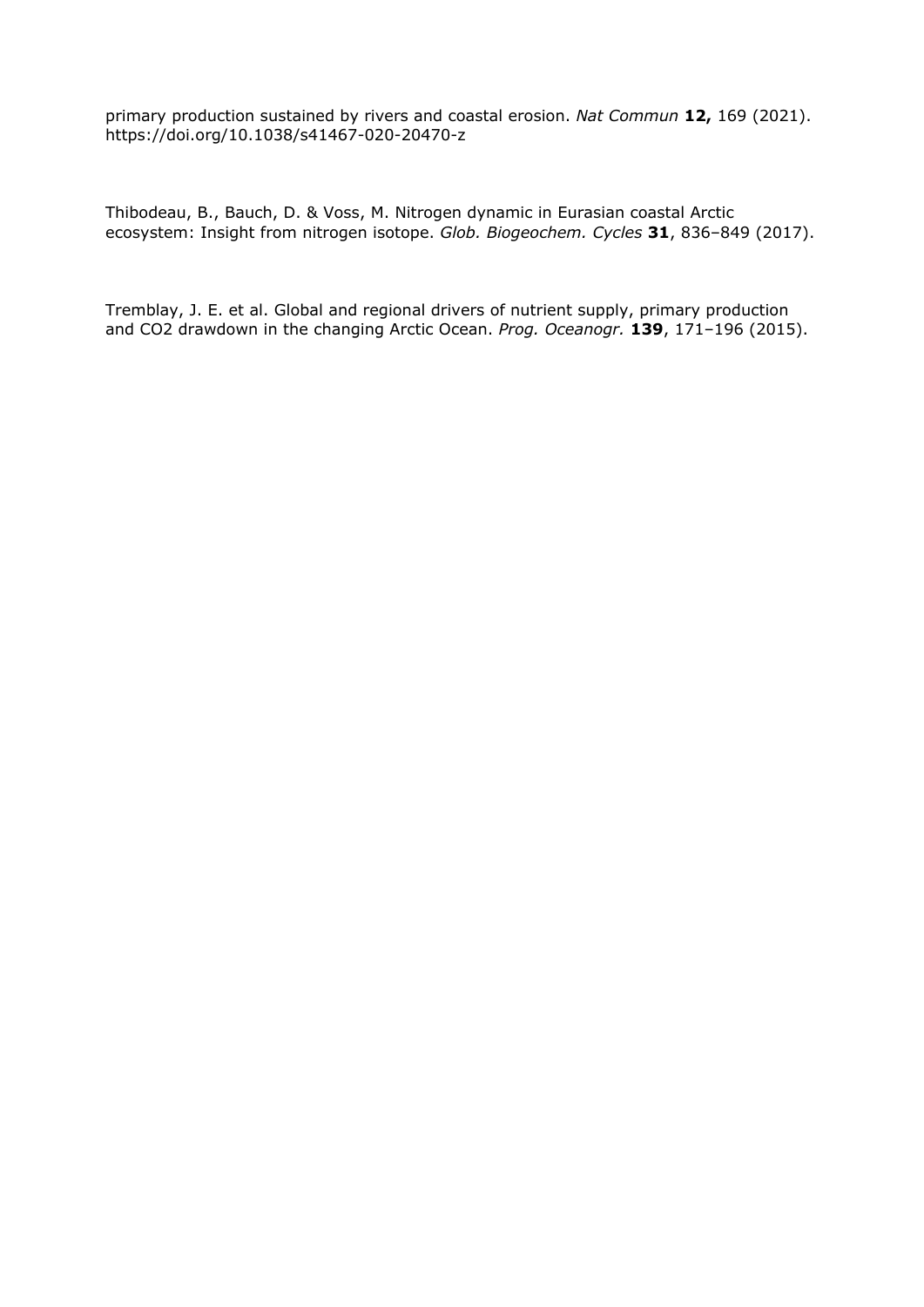primary production sustained by rivers and coastal erosion. *Nat Commun* **12,** 169 (2021). https://doi.org/10.1038/s41467-020-20470-z

Thibodeau, B., Bauch, D. & Voss, M. Nitrogen dynamic in Eurasian coastal Arctic ecosystem: Insight from nitrogen isotope. *Glob. Biogeochem. Cycles* **31**, 836–849 (2017).

Tremblay, J. E. et al. Global and regional drivers of nutrient supply, primary production and CO2 drawdown in the changing Arctic Ocean. *Prog. Oceanogr.* **139**, 171–196 (2015).